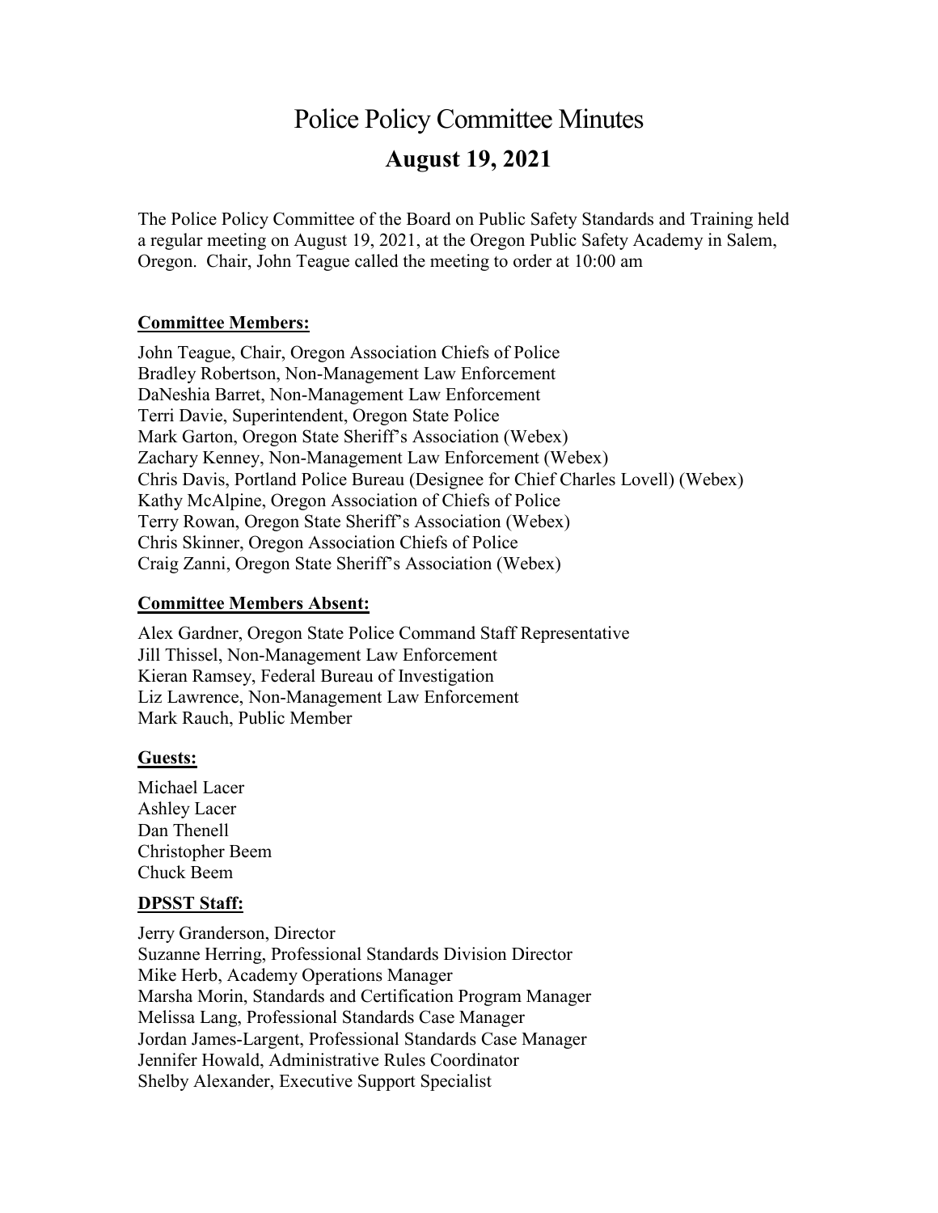# Police Policy Committee Minutes

## August 19, 2021

The Police Policy Committee of the Board on Public Safety Standards and Training held a regular meeting on August 19, 2021, at the Oregon Public Safety Academy in Salem, Oregon. Chair, John Teague called the meeting to order at 10:00 am

**Committee Members:**

John Teague, Chair, Oregon Association Chiefs of Police
Bradley Robertson, Non-Management Law Enforcement
DaNeshia Barret, Non-Management Law Enforcement
Terri Davie, Superintendent, Oregon State Police
Mark Garton, Oregon State Sheriff's Association (Webex)
Zachary Kenney, Non-Management Law Enforcement (Webex)
Chris Davis, Portland Police Bureau (Designee for Chief Charles Lovell) (Webex)
Kathy McAlpine, Oregon Association of Chiefs of Police
Terry Rowan, Oregon State Sheriff's Association (Webex)
Chris Skinner, Oregon Association Chiefs of Police
Craig Zanni, Oregon State Sheriff's Association (Webex)

**Committee Members Absent:**

Alex Gardner, Oregon State Police Command Staff Representative
Jill Thissel, Non-Management Law Enforcement
Kieran Ramsey, Federal Bureau of Investigation
Liz Lawrence, Non-Management Law Enforcement
Mark Rauch, Public Member

**Guests:**

Michael Lacer
Ashley Lacer
Dan Thenell
Christopher Beem
Chuck Beem

**DPSST Staff:**

Jerry Granderson, Director
Suzanne Herring, Professional Standards Division Director
Mike Herb, Academy Operations Manager
Marsha Morin, Standards and Certification Program Manager
Melissa Lang, Professional Standards Case Manager
Jordan James-Largent, Professional Standards Case Manager
Jennifer Howald, Administrative Rules Coordinator
Shelby Alexander, Executive Support Specialist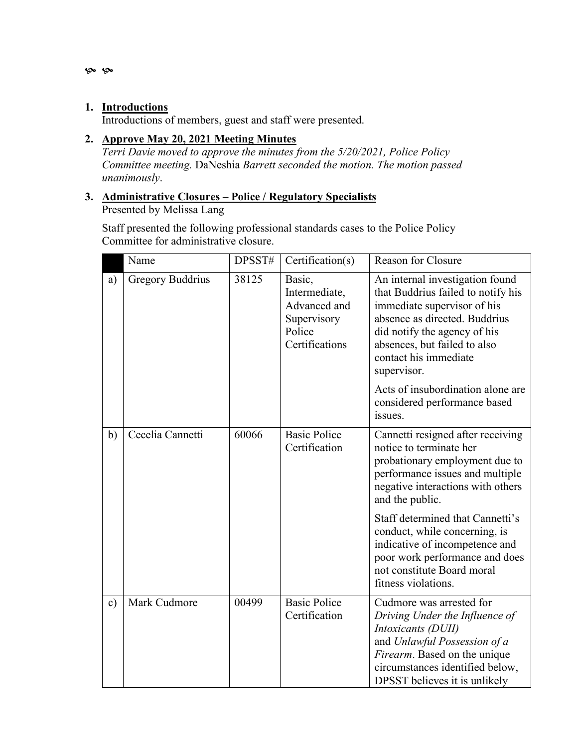৯ ৯

1. **Introductions**
   Introductions of members, guest and staff were presented.

2. **Approve May 20, 2021 Meeting Minutes**
   *Terri Davie moved to approve the minutes from the 5/20/2021, Police Policy Committee meeting.* DaNeshia *Barrett seconded the motion. The motion passed unanimously*.

3. **Administrative Closures – Police / Regulatory Specialists**
   Presented by Melissa Lang

   Staff presented the following professional standards cases to the Police Policy Committee for administrative closure.

| | Name | DPSST# | Certification(s) | Reason for Closure |
|---|---|---|---|---|
| a) | Gregory Buddrius | 38125 | Basic, Intermediate, Advanced and Supervisory Police Certifications | An internal investigation found that Buddrius failed to notify his immediate supervisor of his absence as directed. Buddrius did notify the agency of his absences, but failed to also contact his immediate supervisor.<br><br>Acts of insubordination alone are considered performance based issues. |
| b) | Cecelia Cannetti | 60066 | Basic Police Certification | Cannetti resigned after receiving notice to terminate her probationary employment due to performance issues and multiple negative interactions with others and the public.<br><br>Staff determined that Cannetti's conduct, while concerning, is indicative of incompetence and poor work performance and does not constitute Board moral fitness violations. |
| c) | Mark Cudmore | 00499 | Basic Police Certification | Cudmore was arrested for *Driving Under the Influence of Intoxicants (DUII)* and *Unlawful Possession of a Firearm*. Based on the unique circumstances identified below, DPSST believes it is unlikely |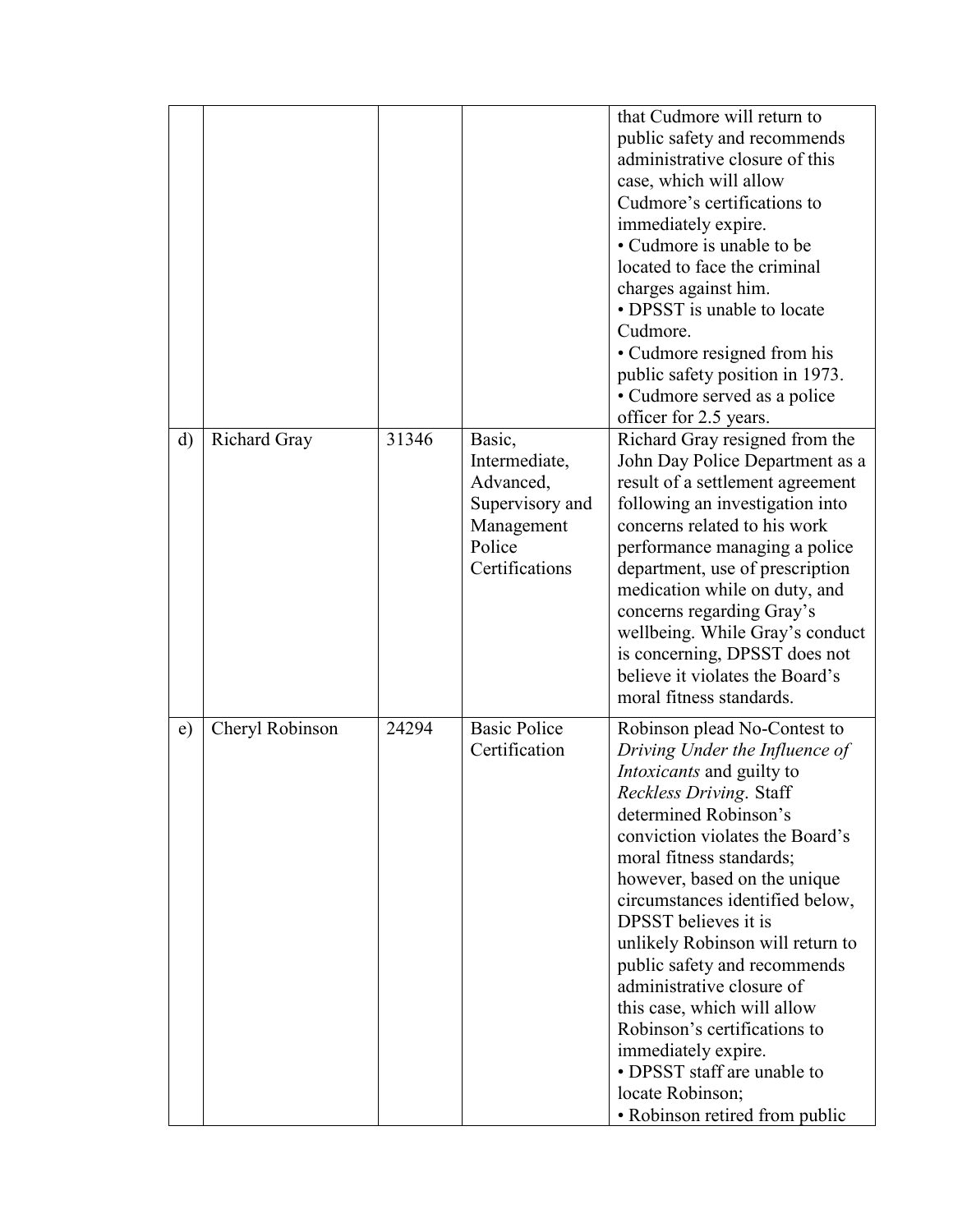| | | | | |
|---|---|---|---|---|
| | | | | that Cudmore will return to public safety and recommends administrative closure of this case, which will allow Cudmore's certifications to immediately expire.<br>• Cudmore is unable to be located to face the criminal charges against him.<br>• DPSST is unable to locate Cudmore.<br>• Cudmore resigned from his public safety position in 1973.<br>• Cudmore served as a police officer for 2.5 years. |
| d) | Richard Gray | 31346 | Basic, Intermediate, Advanced, Supervisory and Management Police Certifications | Richard Gray resigned from the John Day Police Department as a result of a settlement agreement following an investigation into concerns related to his work performance managing a police department, use of prescription medication while on duty, and concerns regarding Gray's wellbeing. While Gray's conduct is concerning, DPSST does not believe it violates the Board's moral fitness standards. |
| e) | Cheryl Robinson | 24294 | Basic Police Certification | Robinson plead No-Contest to *Driving Under the Influence of Intoxicants* and guilty to *Reckless Driving*. Staff determined Robinson's conviction violates the Board's moral fitness standards; however, based on the unique circumstances identified below, DPSST believes it is unlikely Robinson will return to public safety and recommends administrative closure of this case, which will allow Robinson's certifications to immediately expire.<br>• DPSST staff are unable to locate Robinson;<br>• Robinson retired from public |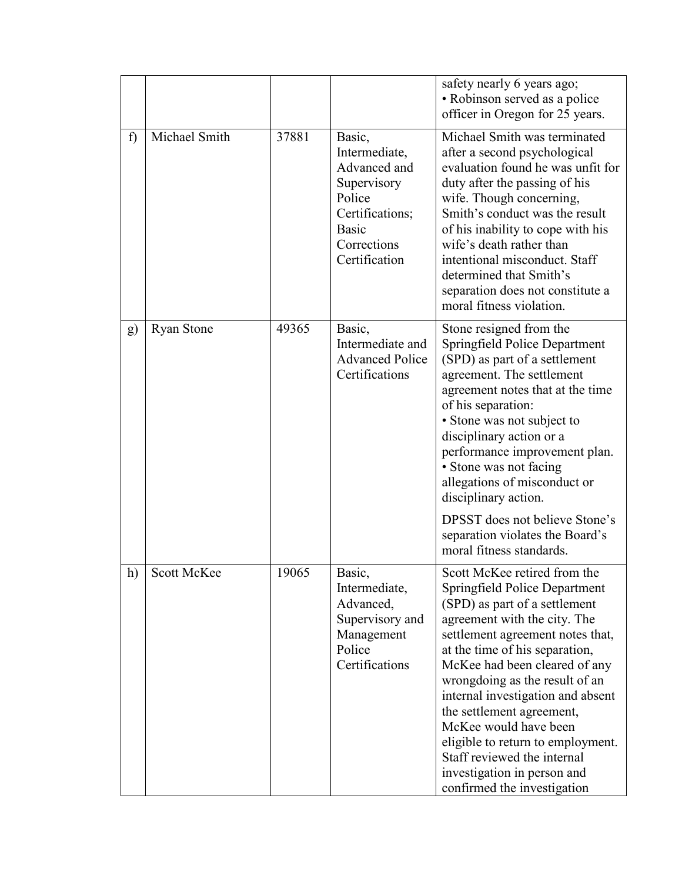| | | | | |
|---|---|---|---|---|
| | | | | safety nearly 6 years ago;<br>• Robinson served as a police officer in Oregon for 25 years. |
| f) | Michael Smith | 37881 | Basic, Intermediate, Advanced and Supervisory Police Certifications; Basic Corrections Certification | Michael Smith was terminated after a second psychological evaluation found he was unfit for duty after the passing of his wife. Though concerning, Smith's conduct was the result of his inability to cope with his wife's death rather than intentional misconduct. Staff determined that Smith's separation does not constitute a moral fitness violation. |
| g) | Ryan Stone | 49365 | Basic, Intermediate and Advanced Police Certifications | Stone resigned from the Springfield Police Department (SPD) as part of a settlement agreement. The settlement agreement notes that at the time of his separation:<br>• Stone was not subject to disciplinary action or a performance improvement plan.<br>• Stone was not facing allegations of misconduct or disciplinary action.<br><br>DPSST does not believe Stone's separation violates the Board's moral fitness standards. |
| h) | Scott McKee | 19065 | Basic, Intermediate, Advanced, Supervisory and Management Police Certifications | Scott McKee retired from the Springfield Police Department (SPD) as part of a settlement agreement with the city. The settlement agreement notes that, at the time of his separation, McKee had been cleared of any wrongdoing as the result of an internal investigation and absent the settlement agreement, McKee would have been eligible to return to employment. Staff reviewed the internal investigation in person and confirmed the investigation |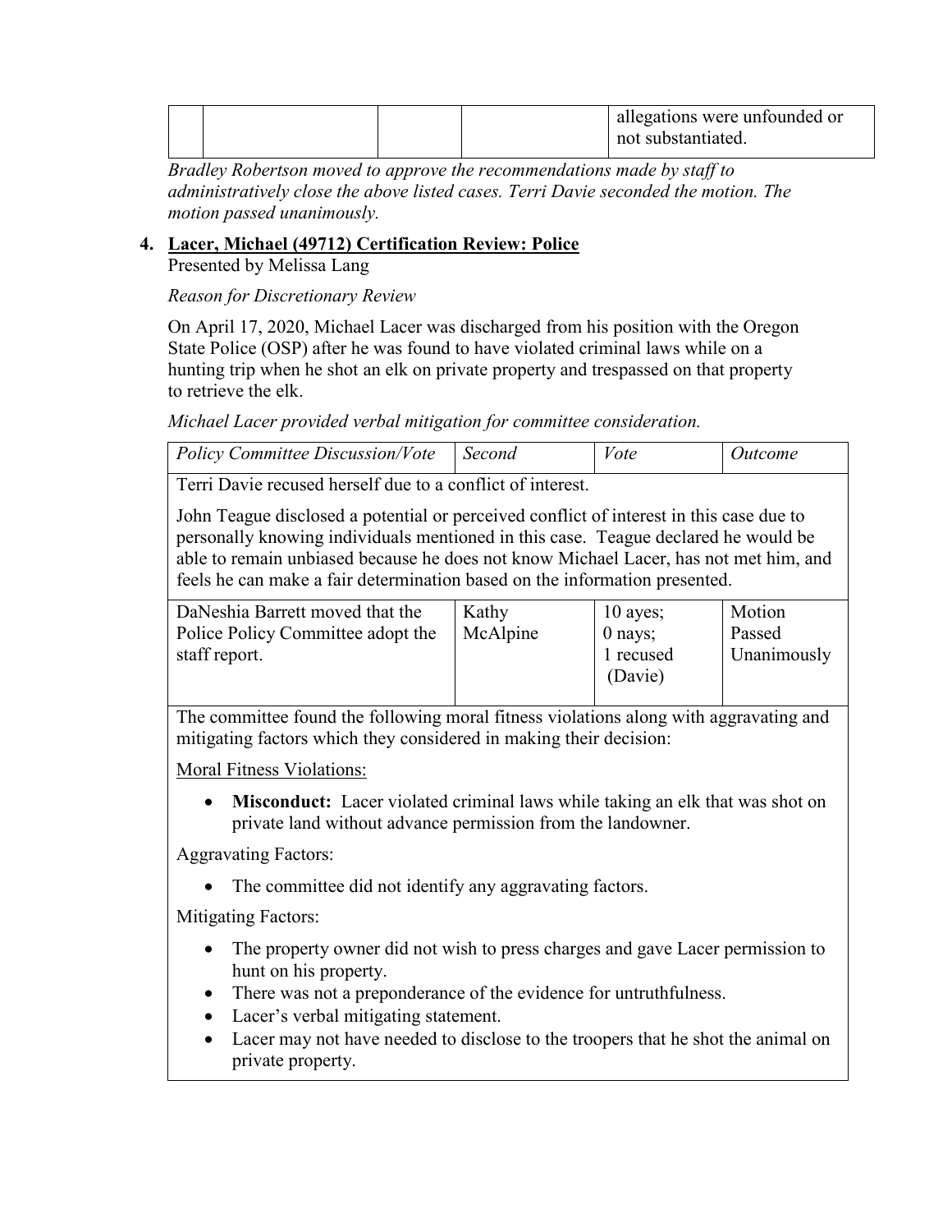| | | | | allegations were unfounded or not substantiated. |
|---|---|---|---|---|

*Bradley Robertson moved to approve the recommendations made by staff to administratively close the above listed cases. Terri Davie seconded the motion. The motion passed unanimously.*

4. **Lacer, Michael (49712) Certification Review: Police**
Presented by Melissa Lang

*Reason for Discretionary Review*

On April 17, 2020, Michael Lacer was discharged from his position with the Oregon State Police (OSP) after he was found to have violated criminal laws while on a hunting trip when he shot an elk on private property and trespassed on that property to retrieve the elk.

*Michael Lacer provided verbal mitigation for committee consideration.*

| *Policy Committee Discussion/Vote* | *Second* | *Vote* | *Outcome* |
|---|---|---|---|
| Terri Davie recused herself due to a conflict of interest.<br><br>John Teague disclosed a potential or perceived conflict of interest in this case due to personally knowing individuals mentioned in this case. Teague declared he would be able to remain unbiased because he does not know Michael Lacer, has not met him, and feels he can make a fair determination based on the information presented. | | | |
| DaNeshia Barrett moved that the Police Policy Committee adopt the staff report. | Kathy McAlpine | 10 ayes; 0 nays; 1 recused (Davie) | Motion Passed Unanimously |
| The committee found the following moral fitness violations along with aggravating and mitigating factors which they considered in making their decision:<br><br>Moral Fitness Violations:<br><br>• **Misconduct:** Lacer violated criminal laws while taking an elk that was shot on private land without advance permission from the landowner.<br><br>Aggravating Factors:<br><br>• The committee did not identify any aggravating factors.<br><br>Mitigating Factors:<br><br>• The property owner did not wish to press charges and gave Lacer permission to hunt on his property.<br>• There was not a preponderance of the evidence for untruthfulness.<br>• Lacer's verbal mitigating statement.<br>• Lacer may not have needed to disclose to the troopers that he shot the animal on private property. | | | |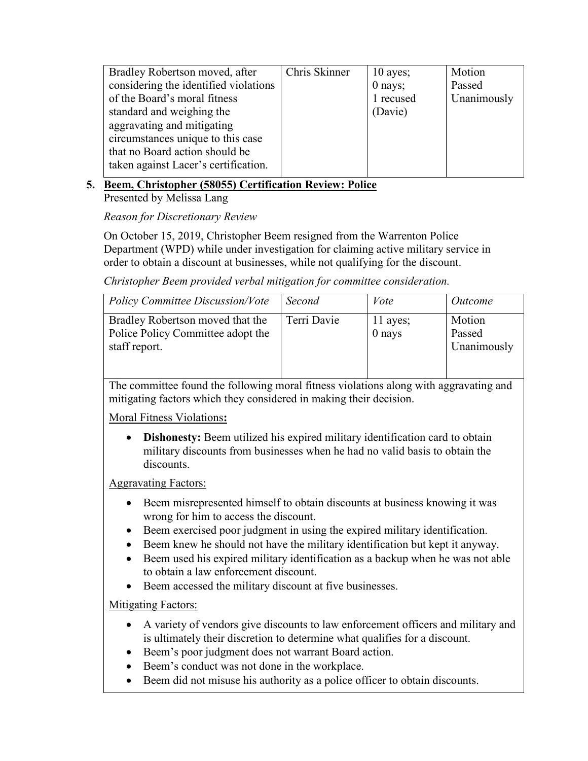| | | | |
|---|---|---|---|
| Bradley Robertson moved, after considering the identified violations of the Board's moral fitness standard and weighing the aggravating and mitigating circumstances unique to this case that no Board action should be taken against Lacer's certification. | Chris Skinner | 10 ayes; 0 nays; 1 recused (Davie) | Motion Passed Unanimously |

5. **Beem, Christopher (58055) Certification Review: Police**

Presented by Melissa Lang

*Reason for Discretionary Review*

On October 15, 2019, Christopher Beem resigned from the Warrenton Police Department (WPD) while under investigation for claiming active military service in order to obtain a discount at businesses, while not qualifying for the discount.

*Christopher Beem provided verbal mitigation for committee consideration.*

| *Policy Committee Discussion/Vote* | *Second* | *Vote* | *Outcome* |
|---|---|---|---|
| Bradley Robertson moved that the Police Policy Committee adopt the staff report. | Terri Davie | 11 ayes; 0 nays | Motion Passed Unanimously |

The committee found the following moral fitness violations along with aggravating and mitigating factors which they considered in making their decision.

Moral Fitness Violations**:**

- **Dishonesty:** Beem utilized his expired military identification card to obtain military discounts from businesses when he had no valid basis to obtain the discounts.

Aggravating Factors:

- Beem misrepresented himself to obtain discounts at business knowing it was wrong for him to access the discount.
- Beem exercised poor judgment in using the expired military identification.
- Beem knew he should not have the military identification but kept it anyway.
- Beem used his expired military identification as a backup when he was not able to obtain a law enforcement discount.
- Beem accessed the military discount at five businesses.

Mitigating Factors:

- A variety of vendors give discounts to law enforcement officers and military and is ultimately their discretion to determine what qualifies for a discount.
- Beem's poor judgment does not warrant Board action.
- Beem's conduct was not done in the workplace.
- Beem did not misuse his authority as a police officer to obtain discounts.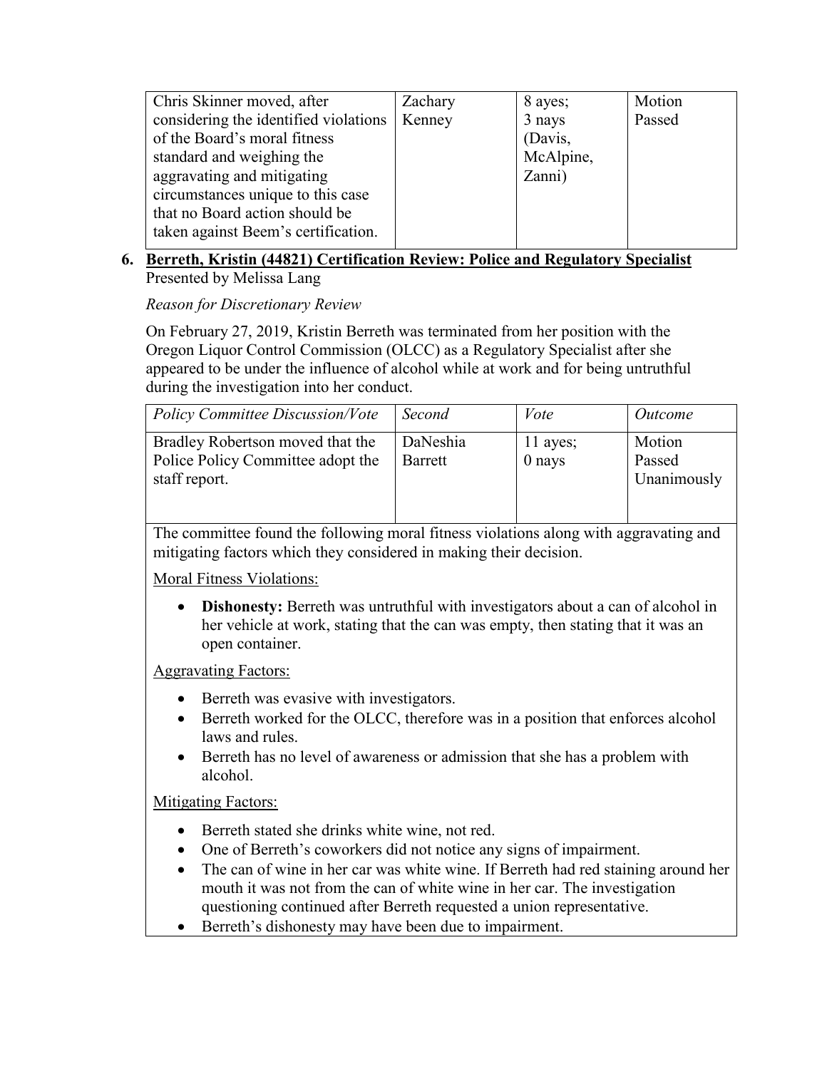| | | | |
|---|---|---|---|
| Chris Skinner moved, after considering the identified violations of the Board's moral fitness standard and weighing the aggravating and mitigating circumstances unique to this case that no Board action should be taken against Beem's certification. | Zachary Kenney | 8 ayes; 3 nays (Davis, McAlpine, Zanni) | Motion Passed |

6. **Berreth, Kristin (44821) Certification Review: Police and Regulatory Specialist**
   Presented by Melissa Lang

   *Reason for Discretionary Review*

   On February 27, 2019, Kristin Berreth was terminated from her position with the Oregon Liquor Control Commission (OLCC) as a Regulatory Specialist after she appeared to be under the influence of alcohol while at work and for being untruthful during the investigation into her conduct.

| *Policy Committee Discussion/Vote* | *Second* | *Vote* | *Outcome* |
|---|---|---|---|
| Bradley Robertson moved that the Police Policy Committee adopt the staff report. | DaNeshia Barrett | 11 ayes; 0 nays | Motion Passed Unanimously |

The committee found the following moral fitness violations along with aggravating and mitigating factors which they considered in making their decision.

Moral Fitness Violations:

- **Dishonesty:** Berreth was untruthful with investigators about a can of alcohol in her vehicle at work, stating that the can was empty, then stating that it was an open container.

Aggravating Factors:

- Berreth was evasive with investigators.
- Berreth worked for the OLCC, therefore was in a position that enforces alcohol laws and rules.
- Berreth has no level of awareness or admission that she has a problem with alcohol.

Mitigating Factors:

- Berreth stated she drinks white wine, not red.
- One of Berreth's coworkers did not notice any signs of impairment.
- The can of wine in her car was white wine. If Berreth had red staining around her mouth it was not from the can of white wine in her car. The investigation questioning continued after Berreth requested a union representative.
- Berreth's dishonesty may have been due to impairment.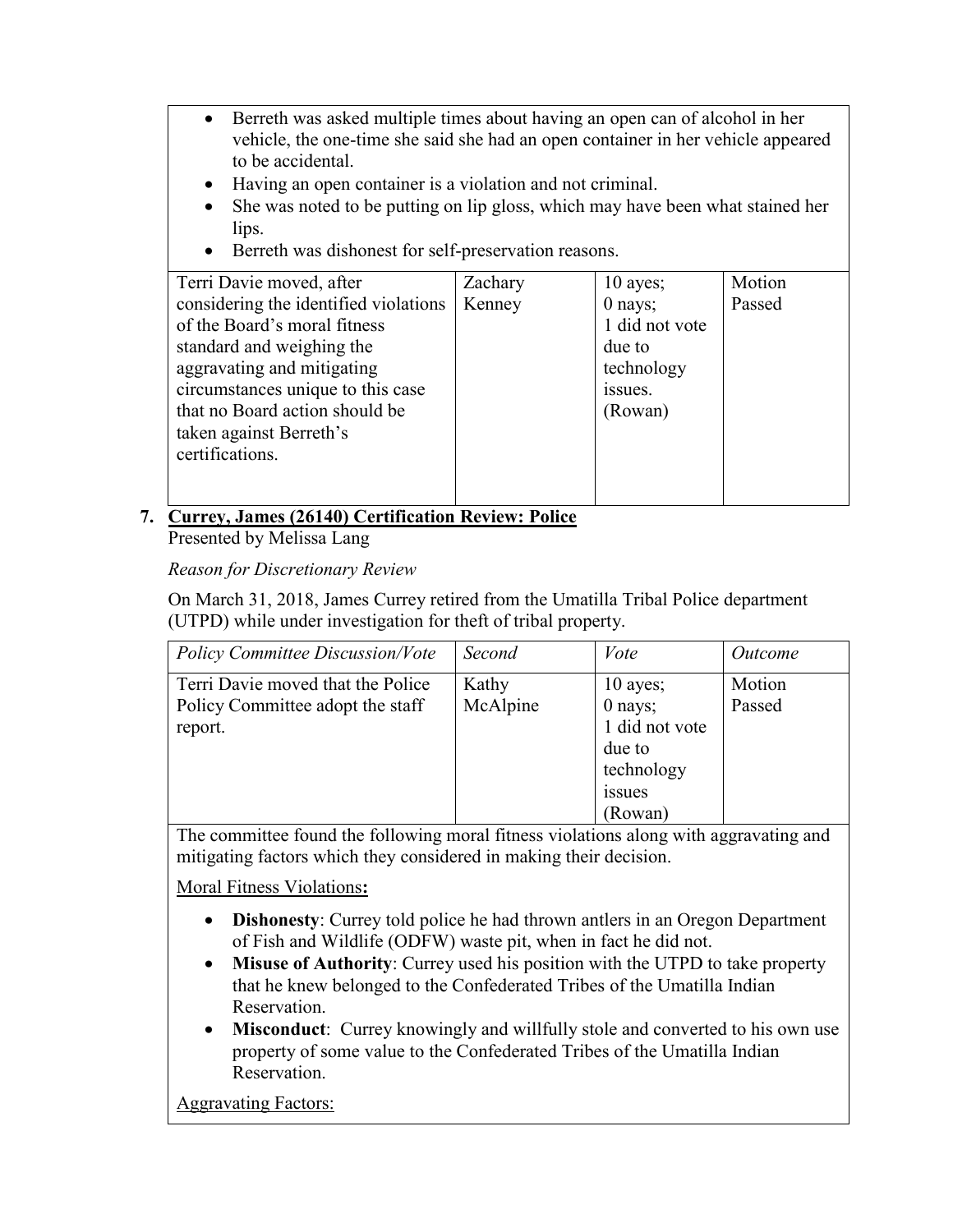- Berreth was asked multiple times about having an open can of alcohol in her vehicle, the one-time she said she had an open container in her vehicle appeared to be accidental.
- Having an open container is a violation and not criminal.
- She was noted to be putting on lip gloss, which may have been what stained her lips.
- Berreth was dishonest for self-preservation reasons.

| | | | |
|---|---|---|---|
| Terri Davie moved, after considering the identified violations of the Board's moral fitness standard and weighing the aggravating and mitigating circumstances unique to this case that no Board action should be taken against Berreth's certifications. | Zachary Kenney | 10 ayes; 0 nays; 1 did not vote due to technology issues. (Rowan) | Motion Passed |

7. **Currey, James (26140) Certification Review: Police**

Presented by Melissa Lang

*Reason for Discretionary Review*

On March 31, 2018, James Currey retired from the Umatilla Tribal Police department (UTPD) while under investigation for theft of tribal property.

| *Policy Committee Discussion/Vote* | *Second* | *Vote* | *Outcome* |
|---|---|---|---|
| Terri Davie moved that the Police Policy Committee adopt the staff report. | Kathy McAlpine | 10 ayes; 0 nays; 1 did not vote due to technology issues (Rowan) | Motion Passed |

The committee found the following moral fitness violations along with aggravating and mitigating factors which they considered in making their decision.

Moral Fitness Violations**:**

- **Dishonesty**: Currey told police he had thrown antlers in an Oregon Department of Fish and Wildlife (ODFW) waste pit, when in fact he did not.
- **Misuse of Authority**: Currey used his position with the UTPD to take property that he knew belonged to the Confederated Tribes of the Umatilla Indian Reservation.
- **Misconduct**: Currey knowingly and willfully stole and converted to his own use property of some value to the Confederated Tribes of the Umatilla Indian Reservation.

Aggravating Factors: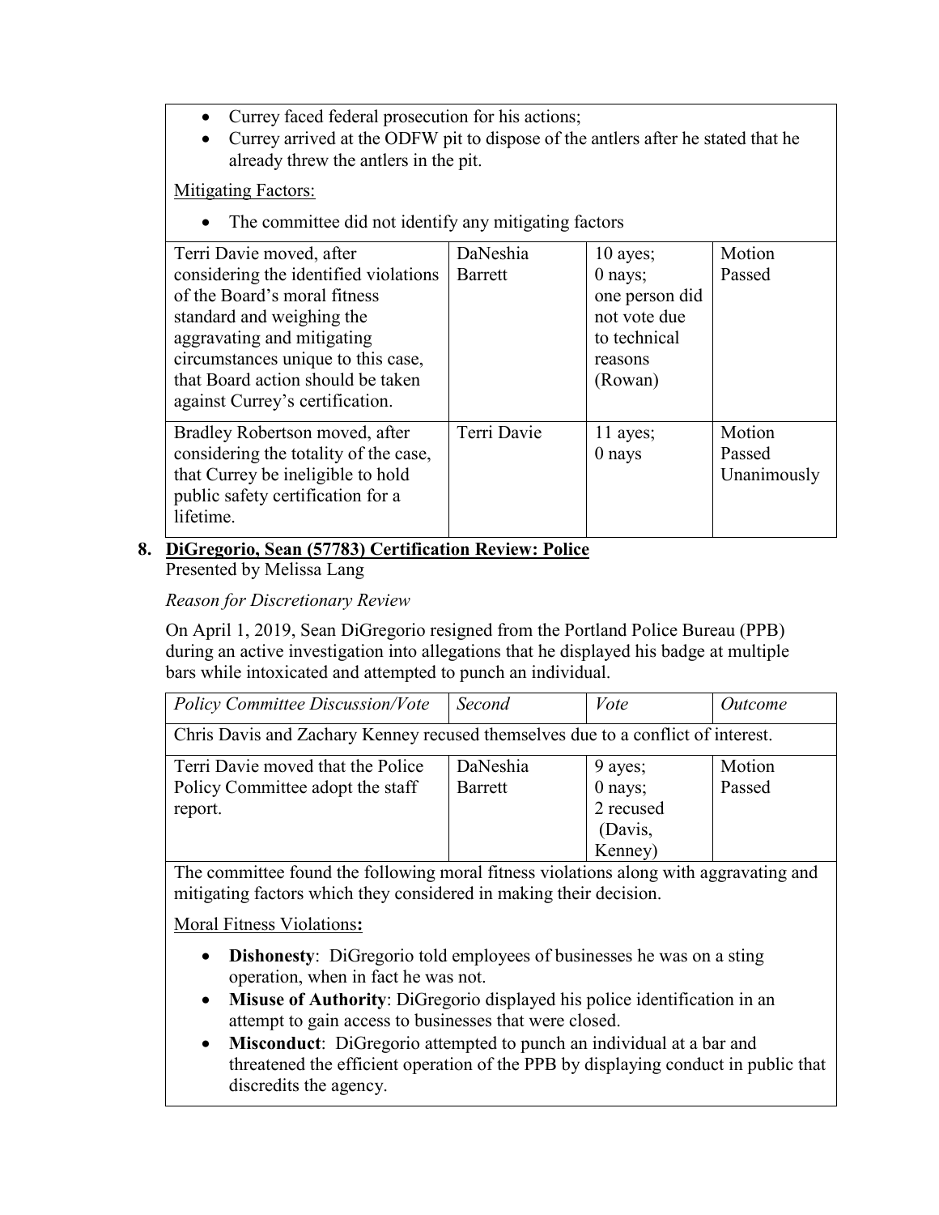- Currey faced federal prosecution for his actions;
- Currey arrived at the ODFW pit to dispose of the antlers after he stated that he already threw the antlers in the pit.

Mitigating Factors:

- The committee did not identify any mitigating factors

| | | | |
|---|---|---|---|
| Terri Davie moved, after considering the identified violations of the Board's moral fitness standard and weighing the aggravating and mitigating circumstances unique to this case, that Board action should be taken against Currey's certification. | DaNeshia Barrett | 10 ayes; 0 nays; one person did not vote due to technical reasons (Rowan) | Motion Passed |
| Bradley Robertson moved, after considering the totality of the case, that Currey be ineligible to hold public safety certification for a lifetime. | Terri Davie | 11 ayes; 0 nays | Motion Passed Unanimously |

**8. DiGregorio, Sean (57783) Certification Review: Police**

Presented by Melissa Lang

*Reason for Discretionary Review*

On April 1, 2019, Sean DiGregorio resigned from the Portland Police Bureau (PPB) during an active investigation into allegations that he displayed his badge at multiple bars while intoxicated and attempted to punch an individual.

| *Policy Committee Discussion/Vote* | *Second* | *Vote* | *Outcome* |
|---|---|---|---|
| Chris Davis and Zachary Kenney recused themselves due to a conflict of interest. | | | |
| Terri Davie moved that the Police Policy Committee adopt the staff report. | DaNeshia Barrett | 9 ayes; 0 nays; 2 recused (Davis, Kenney) | Motion Passed |

The committee found the following moral fitness violations along with aggravating and mitigating factors which they considered in making their decision.

Moral Fitness Violations**:**

- **Dishonesty**: DiGregorio told employees of businesses he was on a sting operation, when in fact he was not.
- **Misuse of Authority**: DiGregorio displayed his police identification in an attempt to gain access to businesses that were closed.
- **Misconduct**: DiGregorio attempted to punch an individual at a bar and threatened the efficient operation of the PPB by displaying conduct in public that discredits the agency.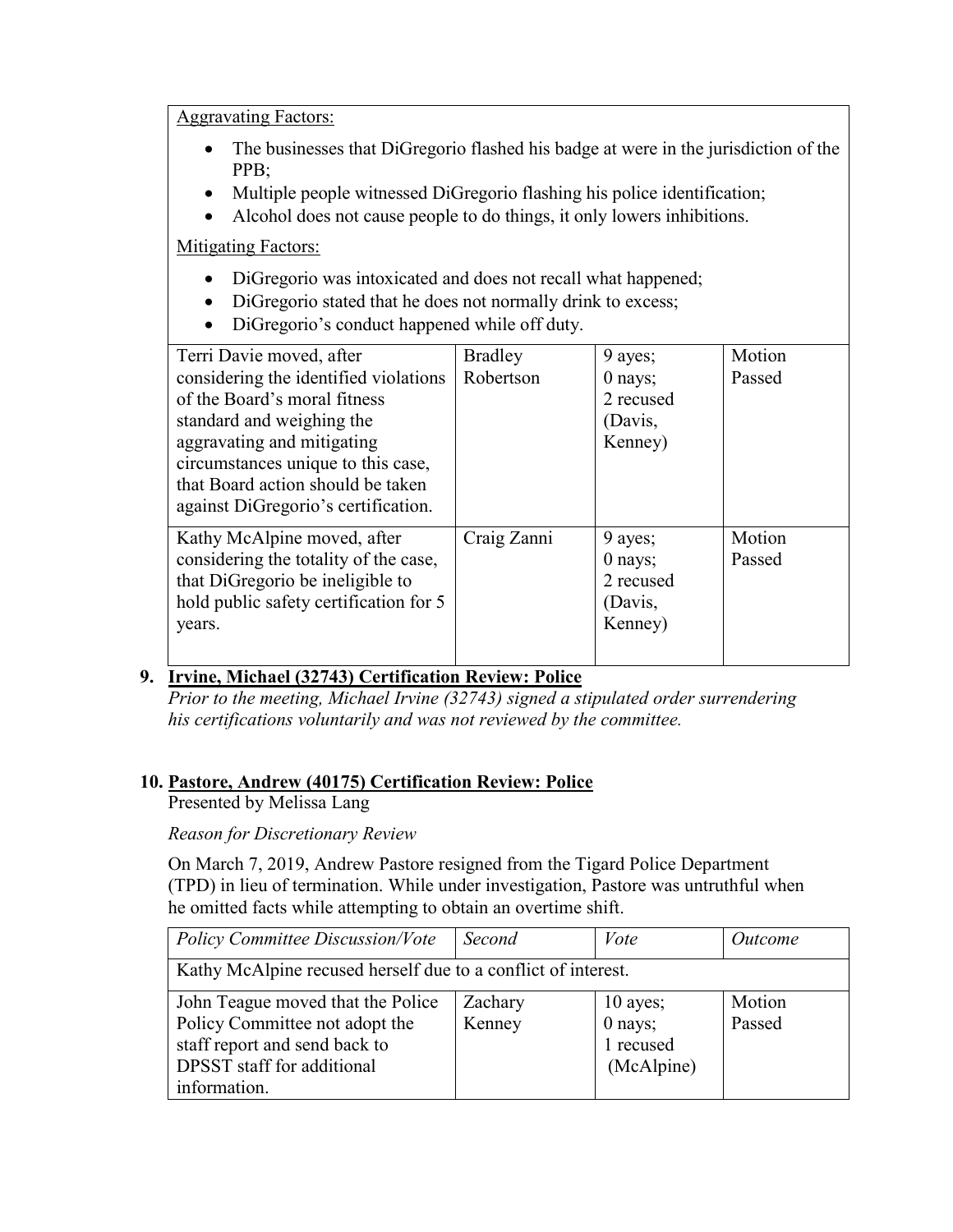| Aggravating Factors: | | | |
|---|---|---|---|
| • The businesses that DiGregorio flashed his badge at were in the jurisdiction of the PPB;<br>• Multiple people witnessed DiGregorio flashing his police identification;<br>• Alcohol does not cause people to do things, it only lowers inhibitions.<br><br>Mitigating Factors:<br><br>• DiGregorio was intoxicated and does not recall what happened;<br>• DiGregorio stated that he does not normally drink to excess;<br>• DiGregorio's conduct happened while off duty. | | | |
| Terri Davie moved, after considering the identified violations of the Board's moral fitness standard and weighing the aggravating and mitigating circumstances unique to this case, that Board action should be taken against DiGregorio's certification. | Bradley Robertson | 9 ayes; 0 nays; 2 recused (Davis, Kenney) | Motion Passed |
| Kathy McAlpine moved, after considering the totality of the case, that DiGregorio be ineligible to hold public safety certification for 5 years. | Craig Zanni | 9 ayes; 0 nays; 2 recused (Davis, Kenney) | Motion Passed |

## 9. Irvine, Michael (32743) Certification Review: Police

*Prior to the meeting, Michael Irvine (32743) signed a stipulated order surrendering his certifications voluntarily and was not reviewed by the committee.*

## 10. Pastore, Andrew (40175) Certification Review: Police

Presented by Melissa Lang

*Reason for Discretionary Review*

On March 7, 2019, Andrew Pastore resigned from the Tigard Police Department (TPD) in lieu of termination. While under investigation, Pastore was untruthful when he omitted facts while attempting to obtain an overtime shift.

| *Policy Committee Discussion/Vote* | *Second* | *Vote* | *Outcome* |
|---|---|---|---|
| Kathy McAlpine recused herself due to a conflict of interest. | | | |
| John Teague moved that the Police Policy Committee not adopt the staff report and send back to DPSST staff for additional information. | Zachary Kenney | 10 ayes; 0 nays; 1 recused (McAlpine) | Motion Passed |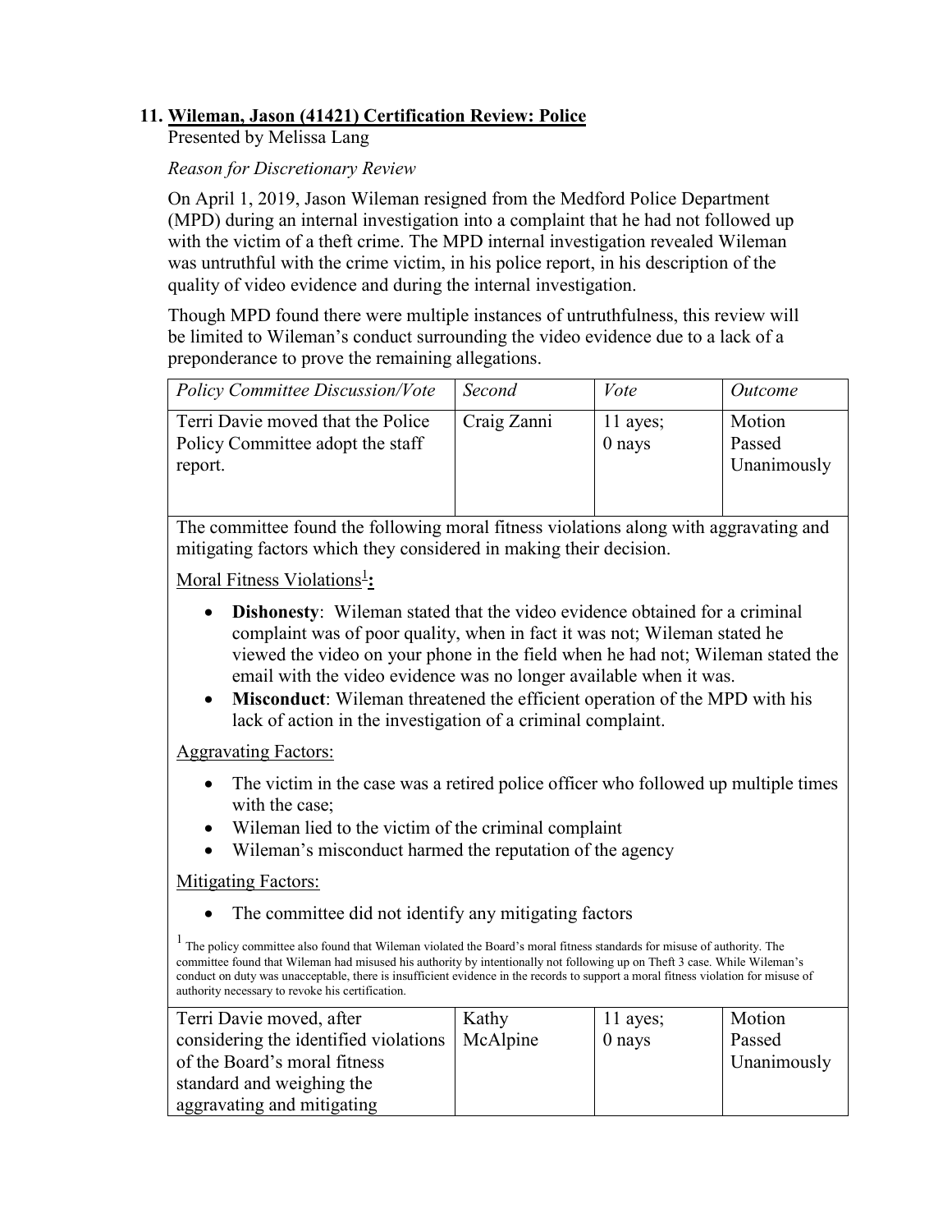## 11. Wileman, Jason (41421) Certification Review: Police

Presented by Melissa Lang

*Reason for Discretionary Review*

On April 1, 2019, Jason Wileman resigned from the Medford Police Department (MPD) during an internal investigation into a complaint that he had not followed up with the victim of a theft crime. The MPD internal investigation revealed Wileman was untruthful with the crime victim, in his police report, in his description of the quality of video evidence and during the internal investigation.

Though MPD found there were multiple instances of untruthfulness, this review will be limited to Wileman's conduct surrounding the video evidence due to a lack of a preponderance to prove the remaining allegations.

| *Policy Committee Discussion/Vote* | *Second* | *Vote* | *Outcome* |
|---|---|---|---|
| Terri Davie moved that the Police Policy Committee adopt the staff report. | Craig Zanni | 11 ayes; 0 nays | Motion Passed Unanimously |

The committee found the following moral fitness violations along with aggravating and mitigating factors which they considered in making their decision.

Moral Fitness Violations[1]**:**

- **Dishonesty**: Wileman stated that the video evidence obtained for a criminal complaint was of poor quality, when in fact it was not; Wileman stated he viewed the video on your phone in the field when he had not; Wileman stated the email with the video evidence was no longer available when it was.
- **Misconduct**: Wileman threatened the efficient operation of the MPD with his lack of action in the investigation of a criminal complaint.

Aggravating Factors:

- The victim in the case was a retired police officer who followed up multiple times with the case;
- Wileman lied to the victim of the criminal complaint
- Wileman's misconduct harmed the reputation of the agency

Mitigating Factors:

- The committee did not identify any mitigating factors

[1] The policy committee also found that Wileman violated the Board's moral fitness standards for misuse of authority. The committee found that Wileman had misused his authority by intentionally not following up on Theft 3 case. While Wileman's conduct on duty was unacceptable, there is insufficient evidence in the records to support a moral fitness violation for misuse of authority necessary to revoke his certification.

| | | | |
|---|---|---|---|
| Terri Davie moved, after considering the identified violations of the Board's moral fitness standard and weighing the aggravating and mitigating | Kathy McAlpine | 11 ayes; 0 nays | Motion Passed Unanimously |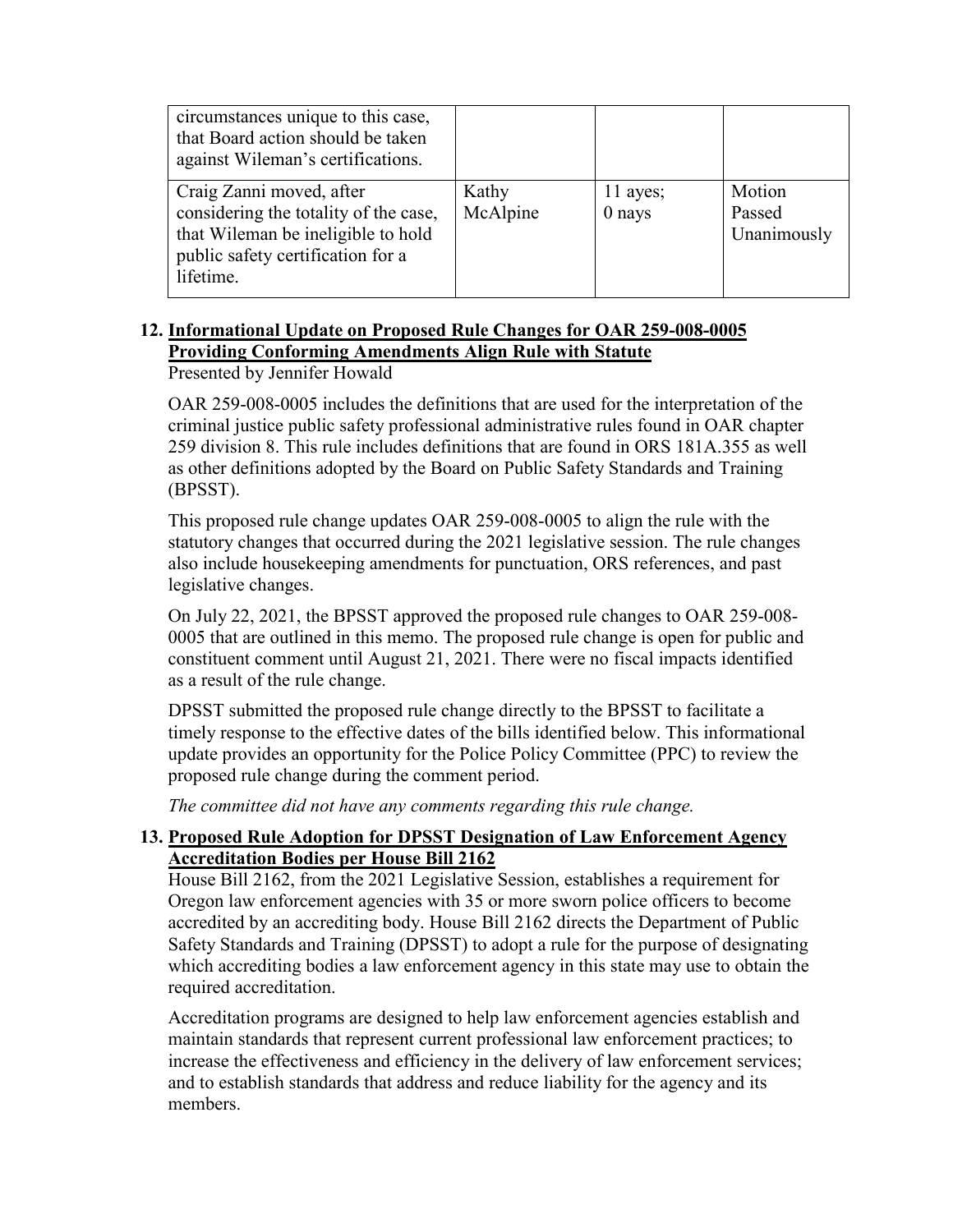| | | | |
|---|---|---|---|
| circumstances unique to this case, that Board action should be taken against Wileman's certifications. | | | |
| Craig Zanni moved, after considering the totality of the case, that Wileman be ineligible to hold public safety certification for a lifetime. | Kathy McAlpine | 11 ayes; 0 nays | Motion Passed Unanimously |

**12. Informational Update on Proposed Rule Changes for OAR 259-008-0005 Providing Conforming Amendments Align Rule with Statute**

Presented by Jennifer Howald

OAR 259-008-0005 includes the definitions that are used for the interpretation of the criminal justice public safety professional administrative rules found in OAR chapter 259 division 8. This rule includes definitions that are found in ORS 181A.355 as well as other definitions adopted by the Board on Public Safety Standards and Training (BPSST).

This proposed rule change updates OAR 259-008-0005 to align the rule with the statutory changes that occurred during the 2021 legislative session. The rule changes also include housekeeping amendments for punctuation, ORS references, and past legislative changes.

On July 22, 2021, the BPSST approved the proposed rule changes to OAR 259-008-0005 that are outlined in this memo. The proposed rule change is open for public and constituent comment until August 21, 2021. There were no fiscal impacts identified as a result of the rule change.

DPSST submitted the proposed rule change directly to the BPSST to facilitate a timely response to the effective dates of the bills identified below. This informational update provides an opportunity for the Police Policy Committee (PPC) to review the proposed rule change during the comment period.

*The committee did not have any comments regarding this rule change.*

**13. Proposed Rule Adoption for DPSST Designation of Law Enforcement Agency Accreditation Bodies per House Bill 2162**

House Bill 2162, from the 2021 Legislative Session, establishes a requirement for Oregon law enforcement agencies with 35 or more sworn police officers to become accredited by an accrediting body. House Bill 2162 directs the Department of Public Safety Standards and Training (DPSST) to adopt a rule for the purpose of designating which accrediting bodies a law enforcement agency in this state may use to obtain the required accreditation.

Accreditation programs are designed to help law enforcement agencies establish and maintain standards that represent current professional law enforcement practices; to increase the effectiveness and efficiency in the delivery of law enforcement services; and to establish standards that address and reduce liability for the agency and its members.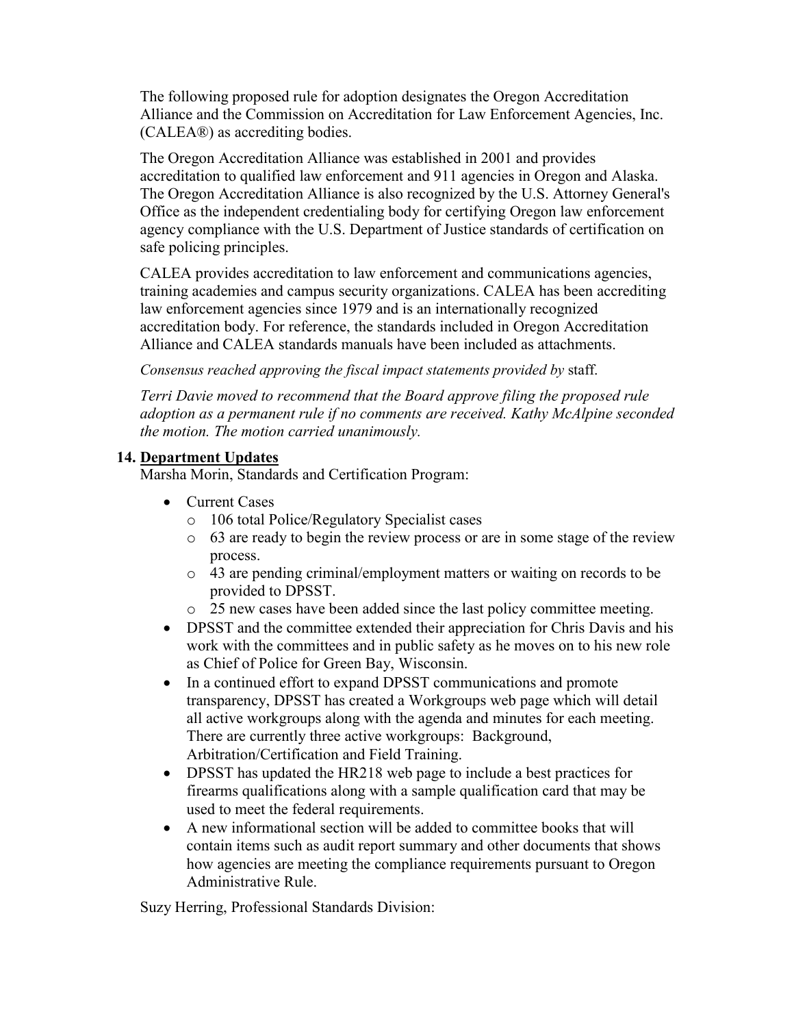The following proposed rule for adoption designates the Oregon Accreditation Alliance and the Commission on Accreditation for Law Enforcement Agencies, Inc. (CALEA®) as accrediting bodies.

The Oregon Accreditation Alliance was established in 2001 and provides accreditation to qualified law enforcement and 911 agencies in Oregon and Alaska. The Oregon Accreditation Alliance is also recognized by the U.S. Attorney General's Office as the independent credentialing body for certifying Oregon law enforcement agency compliance with the U.S. Department of Justice standards of certification on safe policing principles.

CALEA provides accreditation to law enforcement and communications agencies, training academies and campus security organizations. CALEA has been accrediting law enforcement agencies since 1979 and is an internationally recognized accreditation body. For reference, the standards included in Oregon Accreditation Alliance and CALEA standards manuals have been included as attachments.

*Consensus reached approving the fiscal impact statements provided by* staff.

*Terri Davie moved to recommend that the Board approve filing the proposed rule adoption as a permanent rule if no comments are received. Kathy McAlpine seconded the motion. The motion carried unanimously.*

**14. <u>Department Updates</u>**

Marsha Morin, Standards and Certification Program:

- Current Cases
  - 106 total Police/Regulatory Specialist cases
  - 63 are ready to begin the review process or are in some stage of the review process.
  - 43 are pending criminal/employment matters or waiting on records to be provided to DPSST.
  - 25 new cases have been added since the last policy committee meeting.
- DPSST and the committee extended their appreciation for Chris Davis and his work with the committees and in public safety as he moves on to his new role as Chief of Police for Green Bay, Wisconsin.
- In a continued effort to expand DPSST communications and promote transparency, DPSST has created a Workgroups web page which will detail all active workgroups along with the agenda and minutes for each meeting. There are currently three active workgroups: Background, Arbitration/Certification and Field Training.
- DPSST has updated the HR218 web page to include a best practices for firearms qualifications along with a sample qualification card that may be used to meet the federal requirements.
- A new informational section will be added to committee books that will contain items such as audit report summary and other documents that shows how agencies are meeting the compliance requirements pursuant to Oregon Administrative Rule.

Suzy Herring, Professional Standards Division: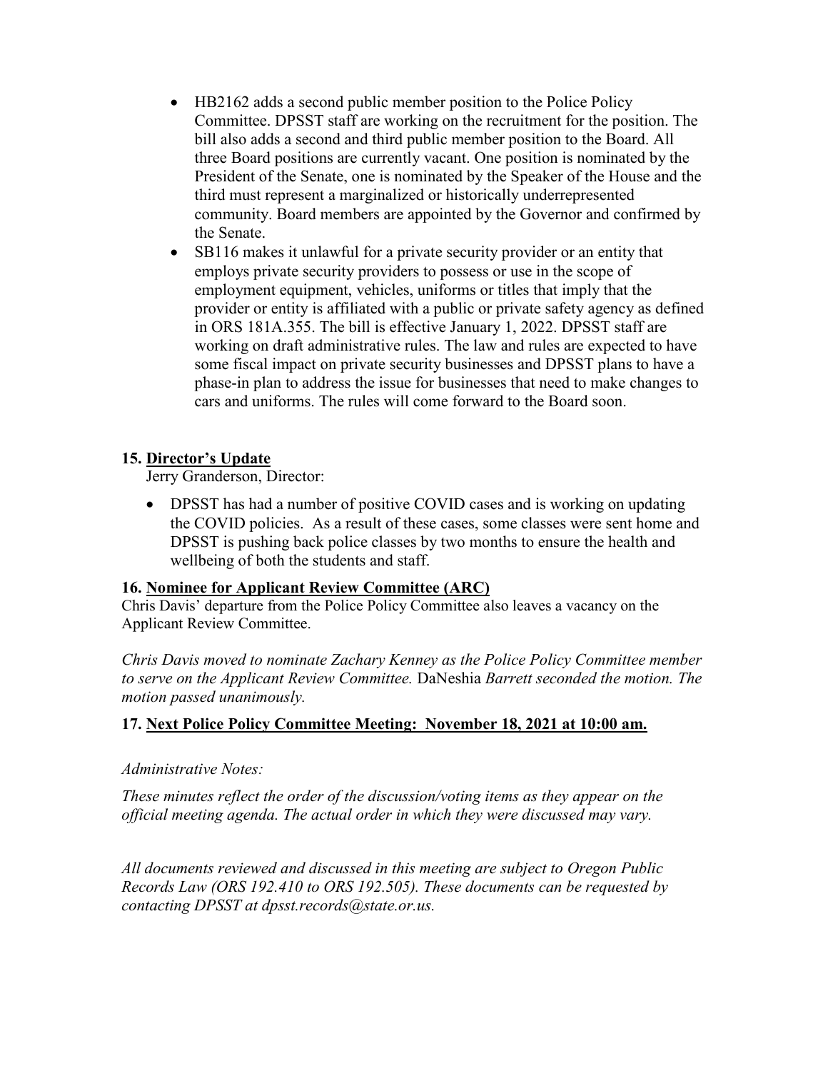- HB2162 adds a second public member position to the Police Policy Committee. DPSST staff are working on the recruitment for the position. The bill also adds a second and third public member position to the Board. All three Board positions are currently vacant. One position is nominated by the President of the Senate, one is nominated by the Speaker of the House and the third must represent a marginalized or historically underrepresented community. Board members are appointed by the Governor and confirmed by the Senate.
- SB116 makes it unlawful for a private security provider or an entity that employs private security providers to possess or use in the scope of employment equipment, vehicles, uniforms or titles that imply that the provider or entity is affiliated with a public or private safety agency as defined in ORS 181A.355. The bill is effective January 1, 2022. DPSST staff are working on draft administrative rules. The law and rules are expected to have some fiscal impact on private security businesses and DPSST plans to have a phase-in plan to address the issue for businesses that need to make changes to cars and uniforms. The rules will come forward to the Board soon.

### 15. Director's Update

Jerry Granderson, Director:

- DPSST has had a number of positive COVID cases and is working on updating the COVID policies. As a result of these cases, some classes were sent home and DPSST is pushing back police classes by two months to ensure the health and wellbeing of both the students and staff.

### 16. Nominee for Applicant Review Committee (ARC)

Chris Davis' departure from the Police Policy Committee also leaves a vacancy on the Applicant Review Committee.

*Chris Davis moved to nominate Zachary Kenney as the Police Policy Committee member to serve on the Applicant Review Committee.* DaNeshia *Barrett seconded the motion. The motion passed unanimously.*

### 17. Next Police Policy Committee Meeting: November 18, 2021 at 10:00 am.

*Administrative Notes:*

*These minutes reflect the order of the discussion/voting items as they appear on the official meeting agenda. The actual order in which they were discussed may vary.*

*All documents reviewed and discussed in this meeting are subject to Oregon Public Records Law (ORS 192.410 to ORS 192.505). These documents can be requested by contacting DPSST at dpsst.records@state.or.us.*